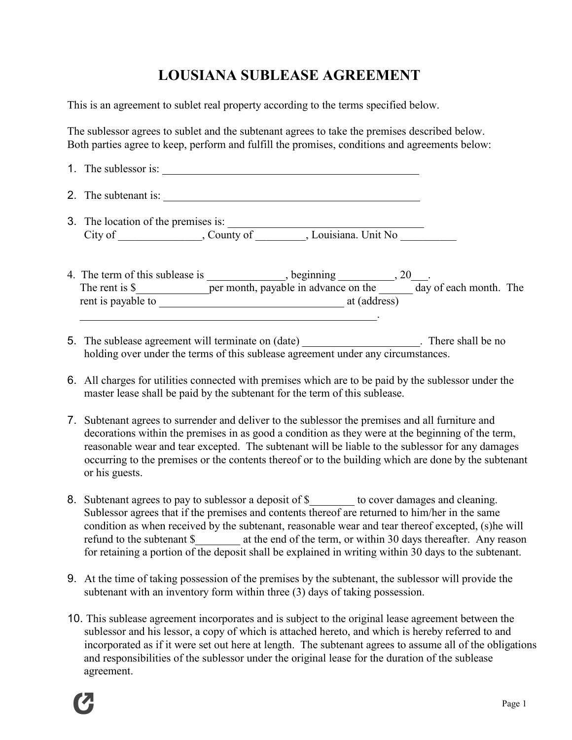# LOUSIANA SUBLEASE AGREEMENT

This is an agreement to sublet real property according to the terms specified below.

The sublessor agrees to sublet and the subtenant agrees to take the premises described below. Both parties agree to keep, perform and fulfill the promises, conditions and agreements below:

1. The sublessor is: ______________________________________________

2. The subtenant is: ______________________________________________

3. The location of the premises is: ___________________________________
   City of _______________, County of _________, Louisiana. Unit No __________

4. The term of this sublease is ______________, beginning __________, 20___.
   The rent is $_____________per month, payable in advance on the ______ day of each month. The rent is payable to __________________________________ at (address) _____________________________________________________.

5. The sublease agreement will terminate on (date) _____________________. There shall be no holding over under the terms of this sublease agreement under any circumstances.

6. All charges for utilities connected with premises which are to be paid by the sublessor under the master lease shall be paid by the subtenant for the term of this sublease.

7. Subtenant agrees to surrender and deliver to the sublessor the premises and all furniture and decorations within the premises in as good a condition as they were at the beginning of the term, reasonable wear and tear excepted. The subtenant will be liable to the sublessor for any damages occurring to the premises or the contents thereof or to the building which are done by the subtenant or his guests.

8. Subtenant agrees to pay to sublessor a deposit of $________ to cover damages and cleaning. Sublessor agrees that if the premises and contents thereof are returned to him/her in the same condition as when received by the subtenant, reasonable wear and tear thereof excepted, (s)he will refund to the subtenant $________ at the end of the term, or within 30 days thereafter. Any reason for retaining a portion of the deposit shall be explained in writing within 30 days to the subtenant.

9. At the time of taking possession of the premises by the subtenant, the sublessor will provide the subtenant with an inventory form within three (3) days of taking possession.

10. This sublease agreement incorporates and is subject to the original lease agreement between the sublessor and his lessor, a copy of which is attached hereto, and which is hereby referred to and incorporated as if it were set out here at length. The subtenant agrees to assume all of the obligations and responsibilities of the sublessor under the original lease for the duration of the sublease agreement.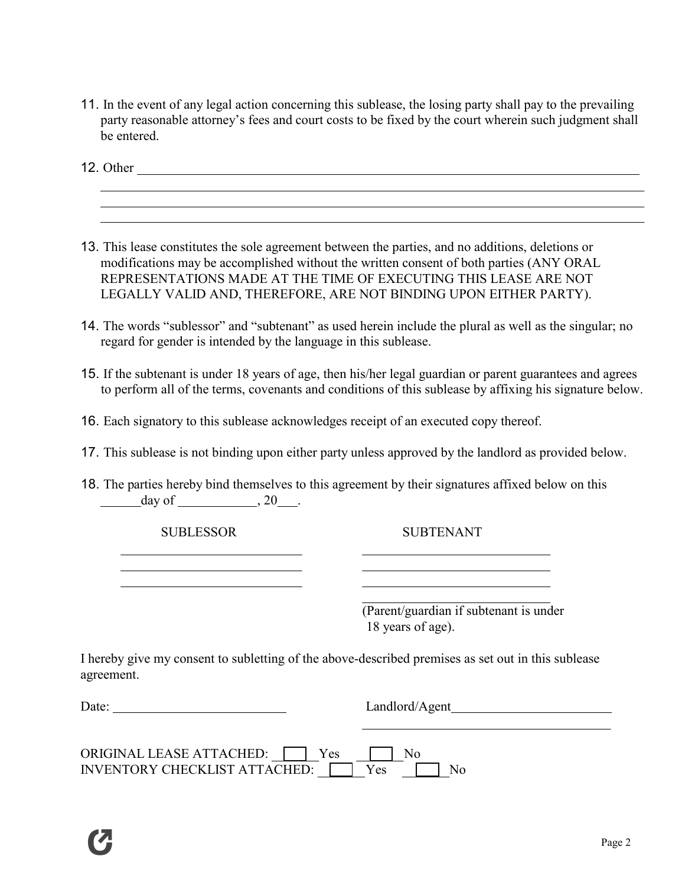11. In the event of any legal action concerning this sublease, the losing party shall pay to the prevailing party reasonable attorney's fees and court costs to be fixed by the court wherein such judgment shall be entered.

12. Other \_\_\_\_\_\_\_\_\_\_\_\_\_\_\_\_\_\_\_\_\_\_\_\_\_\_\_\_\_\_\_\_\_\_\_\_\_\_\_\_\_\_\_\_\_\_\_\_\_\_\_\_\_\_\_\_\_\_\_\_\_\_\_\_
\_\_\_\_\_\_\_\_\_\_\_\_\_\_\_\_\_\_\_\_\_\_\_\_\_\_\_\_\_\_\_\_\_\_\_\_\_\_\_\_\_\_\_\_\_\_\_\_\_\_\_\_\_\_\_\_\_\_\_\_\_\_\_\_\_\_\_\_\_\_\_
\_\_\_\_\_\_\_\_\_\_\_\_\_\_\_\_\_\_\_\_\_\_\_\_\_\_\_\_\_\_\_\_\_\_\_\_\_\_\_\_\_\_\_\_\_\_\_\_\_\_\_\_\_\_\_\_\_\_\_\_\_\_\_\_\_\_\_\_\_\_\_
\_\_\_\_\_\_\_\_\_\_\_\_\_\_\_\_\_\_\_\_\_\_\_\_\_\_\_\_\_\_\_\_\_\_\_\_\_\_\_\_\_\_\_\_\_\_\_\_\_\_\_\_\_\_\_\_\_\_\_\_\_\_\_\_\_\_\_\_\_\_\_

13. This lease constitutes the sole agreement between the parties, and no additions, deletions or modifications may be accomplished without the written consent of both parties (ANY ORAL REPRESENTATIONS MADE AT THE TIME OF EXECUTING THIS LEASE ARE NOT LEGALLY VALID AND, THEREFORE, ARE NOT BINDING UPON EITHER PARTY).

14. The words "sublessor" and "subtenant" as used herein include the plural as well as the singular; no regard for gender is intended by the language in this sublease.

15. If the subtenant is under 18 years of age, then his/her legal guardian or parent guarantees and agrees to perform all of the terms, covenants and conditions of this sublease by affixing his signature below.

16. Each signatory to this sublease acknowledges receipt of an executed copy thereof.

17. This sublease is not binding upon either party unless approved by the landlord as provided below.

18. The parties hereby bind themselves to this agreement by their signatures affixed below on this \_\_\_\_\_\_day of \_\_\_\_\_\_\_\_\_\_\_\_, 20\_\_\_.

| SUBLESSOR | SUBTENANT |
|---|---|
| \_\_\_\_\_\_\_\_\_\_\_\_\_\_\_\_\_\_\_\_\_\_\_\_\_\_\_\_ | \_\_\_\_\_\_\_\_\_\_\_\_\_\_\_\_\_\_\_\_\_\_\_\_\_\_\_\_ |
| \_\_\_\_\_\_\_\_\_\_\_\_\_\_\_\_\_\_\_\_\_\_\_\_\_\_\_\_ | \_\_\_\_\_\_\_\_\_\_\_\_\_\_\_\_\_\_\_\_\_\_\_\_\_\_\_\_ |
| \_\_\_\_\_\_\_\_\_\_\_\_\_\_\_\_\_\_\_\_\_\_\_\_\_\_\_\_ | \_\_\_\_\_\_\_\_\_\_\_\_\_\_\_\_\_\_\_\_\_\_\_\_\_\_\_\_ |
| | \_\_\_\_\_\_\_\_\_\_\_\_\_\_\_\_\_\_\_\_\_\_\_\_\_\_\_\_ (Parent/guardian if subtenant is under 18 years of age). |

I hereby give my consent to subletting of the above-described premises as set out in this sublease agreement.

Date: \_\_\_\_\_\_\_\_\_\_\_\_\_\_\_\_\_\_\_\_\_\_\_\_\_\_ Landlord/Agent\_\_\_\_\_\_\_\_\_\_\_\_\_\_\_\_\_\_\_\_\_\_\_\_
\_\_\_\_\_\_\_\_\_\_\_\_\_\_\_\_\_\_\_\_\_\_\_\_\_\_\_\_\_\_\_\_\_\_\_\_\_\_\_\_

ORIGINAL LEASE ATTACHED: ☐ Yes ☐ No
INVENTORY CHECKLIST ATTACHED: ☐ Yes ☐ No